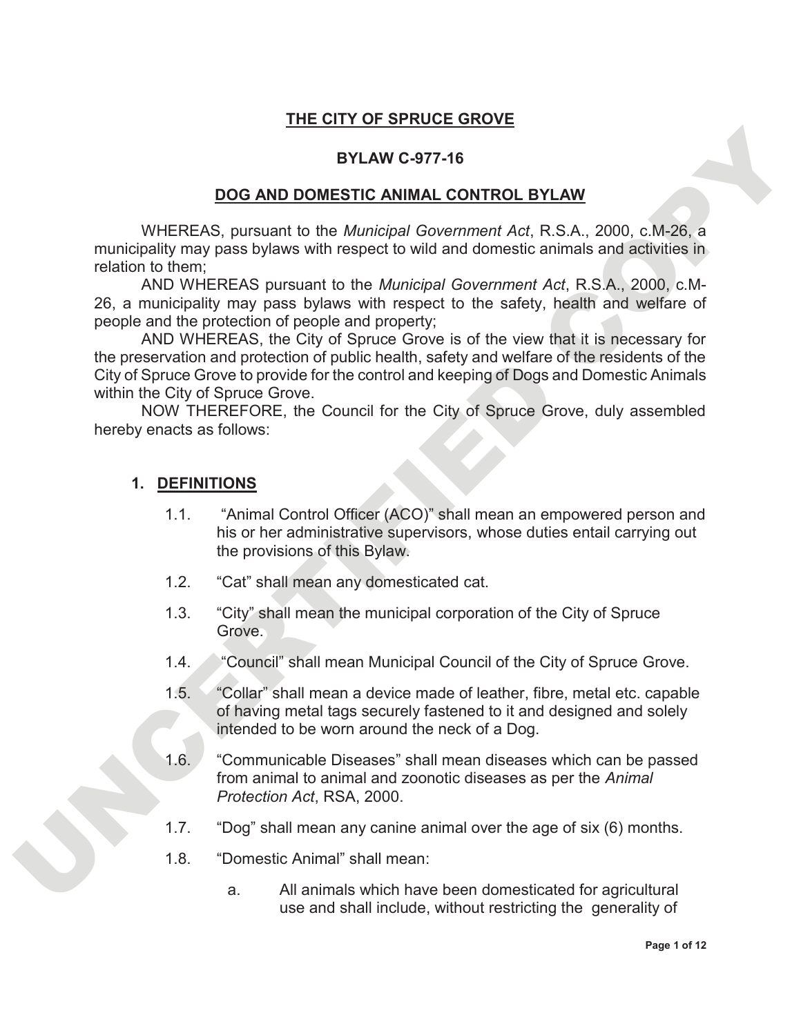# THE CITY OF SPRUCE GROVE

## BYLAW C-977-16

## DOG AND DOMESTIC ANIMAL CONTROL BYLAW

WHEREAS, pursuant to the *Municipal Government Act*, R.S.A., 2000, c.M-26, a municipality may pass bylaws with respect to wild and domestic animals and activities in relation to them;

AND WHEREAS pursuant to the *Municipal Government Act*, R.S.A., 2000, c.M-26, a municipality may pass bylaws with respect to the safety, health and welfare of people and the protection of people and property;

AND WHEREAS, the City of Spruce Grove is of the view that it is necessary for the preservation and protection of public health, safety and welfare of the residents of the City of Spruce Grove to provide for the control and keeping of Dogs and Domestic Animals within the City of Spruce Grove.

NOW THEREFORE, the Council for the City of Spruce Grove, duly assembled hereby enacts as follows:

### 1. DEFINITIONS

1.1. "Animal Control Officer (ACO)" shall mean an empowered person and his or her administrative supervisors, whose duties entail carrying out the provisions of this Bylaw.

1.2. "Cat" shall mean any domesticated cat.

1.3. "City" shall mean the municipal corporation of the City of Spruce Grove.

1.4. "Council" shall mean Municipal Council of the City of Spruce Grove.

1.5. "Collar" shall mean a device made of leather, fibre, metal etc. capable of having metal tags securely fastened to it and designed and solely intended to be worn around the neck of a Dog.

1.6. "Communicable Diseases" shall mean diseases which can be passed from animal to animal and zoonotic diseases as per the *Animal Protection Act*, RSA, 2000.

1.7. "Dog" shall mean any canine animal over the age of six (6) months.

1.8. "Domestic Animal" shall mean:

a. All animals which have been domesticated for agricultural use and shall include, without restricting the generality of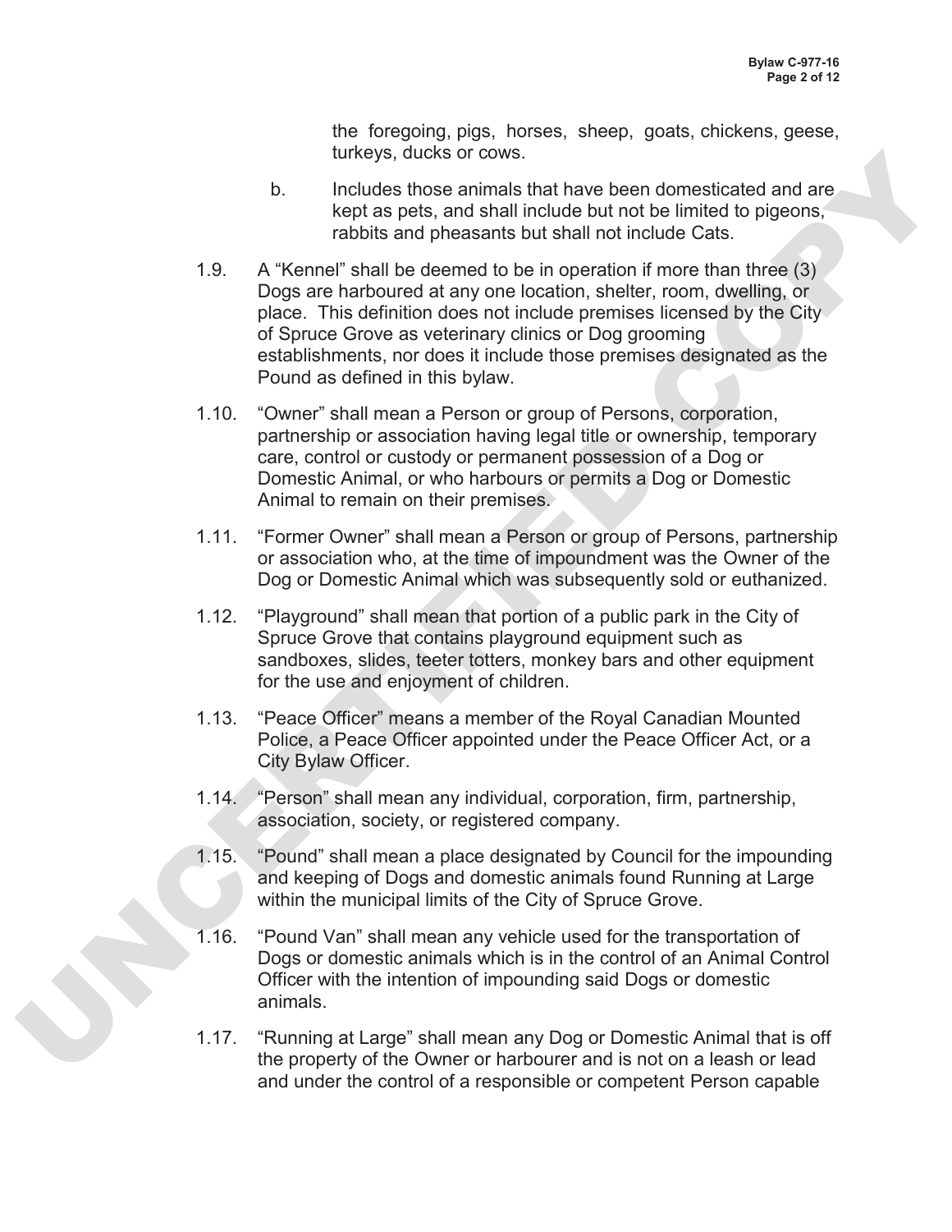the foregoing, pigs, horses, sheep, goats, chickens, geese, turkeys, ducks or cows.

b. Includes those animals that have been domesticated and are kept as pets, and shall include but not be limited to pigeons, rabbits and pheasants but shall not include Cats.

1.9. A "Kennel" shall be deemed to be in operation if more than three (3) Dogs are harboured at any one location, shelter, room, dwelling, or place. This definition does not include premises licensed by the City of Spruce Grove as veterinary clinics or Dog grooming establishments, nor does it include those premises designated as the Pound as defined in this bylaw.

1.10. "Owner" shall mean a Person or group of Persons, corporation, partnership or association having legal title or ownership, temporary care, control or custody or permanent possession of a Dog or Domestic Animal, or who harbours or permits a Dog or Domestic Animal to remain on their premises.

1.11. "Former Owner" shall mean a Person or group of Persons, partnership or association who, at the time of impoundment was the Owner of the Dog or Domestic Animal which was subsequently sold or euthanized.

1.12. "Playground" shall mean that portion of a public park in the City of Spruce Grove that contains playground equipment such as sandboxes, slides, teeter totters, monkey bars and other equipment for the use and enjoyment of children.

1.13. "Peace Officer" means a member of the Royal Canadian Mounted Police, a Peace Officer appointed under the Peace Officer Act, or a City Bylaw Officer.

1.14. "Person" shall mean any individual, corporation, firm, partnership, association, society, or registered company.

1.15. "Pound" shall mean a place designated by Council for the impounding and keeping of Dogs and domestic animals found Running at Large within the municipal limits of the City of Spruce Grove.

1.16. "Pound Van" shall mean any vehicle used for the transportation of Dogs or domestic animals which is in the control of an Animal Control Officer with the intention of impounding said Dogs or domestic animals.

1.17. "Running at Large" shall mean any Dog or Domestic Animal that is off the property of the Owner or harbourer and is not on a leash or lead and under the control of a responsible or competent Person capable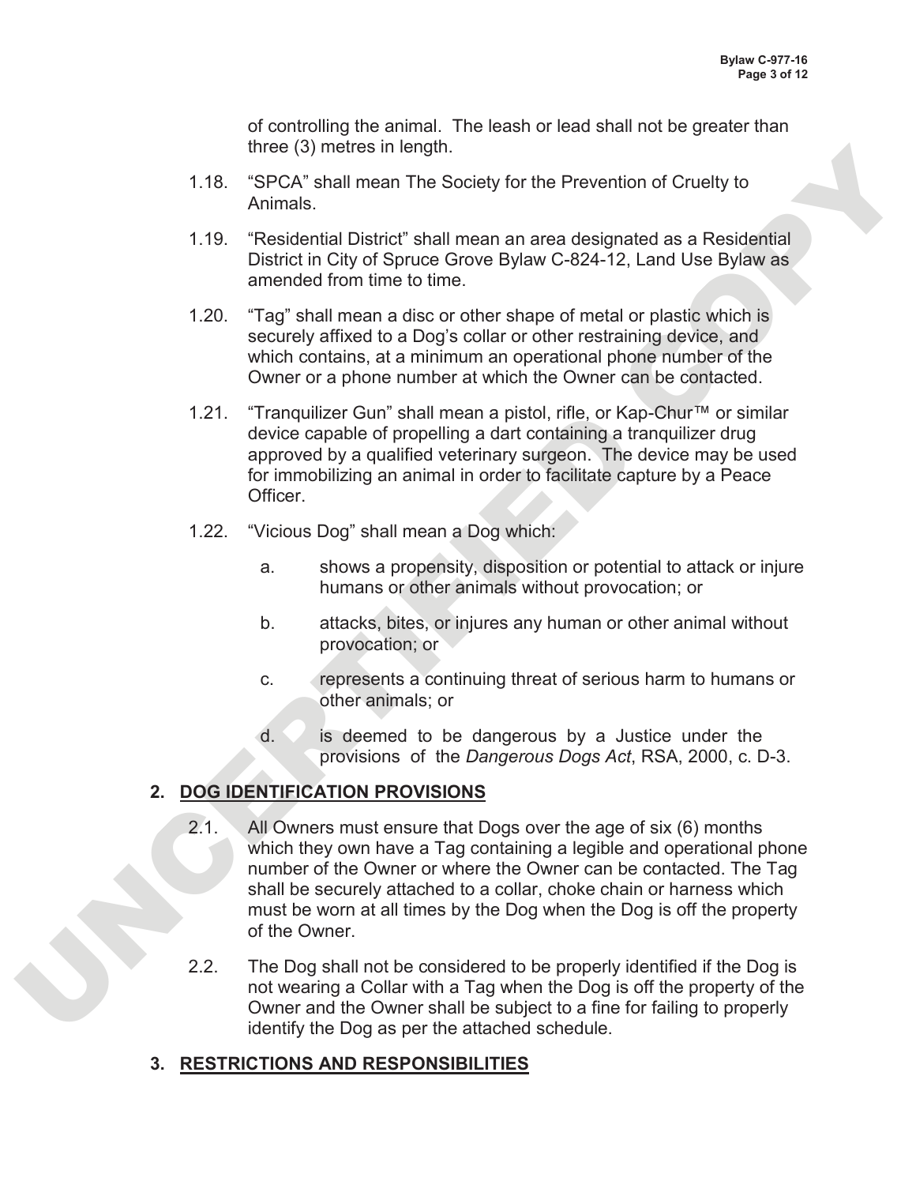of controlling the animal. The leash or lead shall not be greater than three (3) metres in length.

1.18. "SPCA" shall mean The Society for the Prevention of Cruelty to Animals.

1.19. "Residential District" shall mean an area designated as a Residential District in City of Spruce Grove Bylaw C-824-12, Land Use Bylaw as amended from time to time.

1.20. "Tag" shall mean a disc or other shape of metal or plastic which is securely affixed to a Dog's collar or other restraining device, and which contains, at a minimum an operational phone number of the Owner or a phone number at which the Owner can be contacted.

1.21. "Tranquilizer Gun" shall mean a pistol, rifle, or Kap-Chur™ or similar device capable of propelling a dart containing a tranquilizer drug approved by a qualified veterinary surgeon. The device may be used for immobilizing an animal in order to facilitate capture by a Peace Officer.

1.22. "Vicious Dog" shall mean a Dog which:

   a. shows a propensity, disposition or potential to attack or injure humans or other animals without provocation; or

   b. attacks, bites, or injures any human or other animal without provocation; or

   c. represents a continuing threat of serious harm to humans or other animals; or

   d. is deemed to be dangerous by a Justice under the provisions of the *Dangerous Dogs Act*, RSA, 2000, c. D-3.

## 2. DOG IDENTIFICATION PROVISIONS

2.1. All Owners must ensure that Dogs over the age of six (6) months which they own have a Tag containing a legible and operational phone number of the Owner or where the Owner can be contacted. The Tag shall be securely attached to a collar, choke chain or harness which must be worn at all times by the Dog when the Dog is off the property of the Owner.

2.2. The Dog shall not be considered to be properly identified if the Dog is not wearing a Collar with a Tag when the Dog is off the property of the Owner and the Owner shall be subject to a fine for failing to properly identify the Dog as per the attached schedule.

## 3. RESTRICTIONS AND RESPONSIBILITIES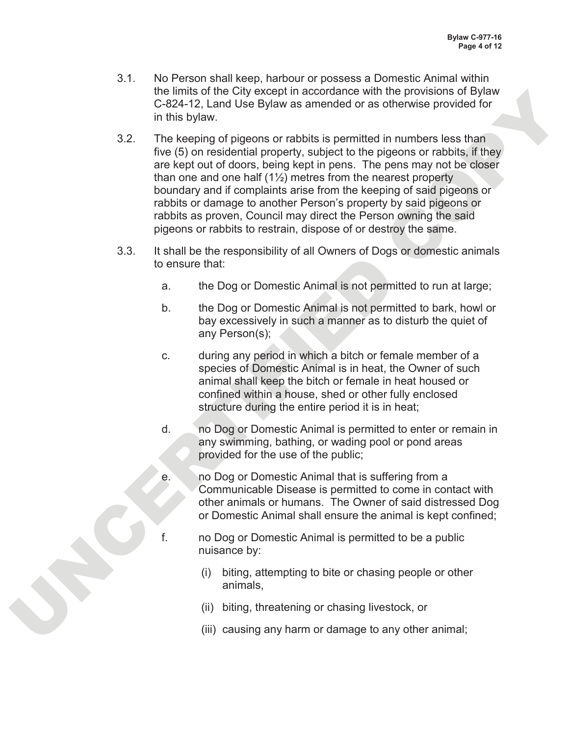3.1. No Person shall keep, harbour or possess a Domestic Animal within the limits of the City except in accordance with the provisions of Bylaw C-824-12, Land Use Bylaw as amended or as otherwise provided for in this bylaw.

3.2. The keeping of pigeons or rabbits is permitted in numbers less than five (5) on residential property, subject to the pigeons or rabbits, if they are kept out of doors, being kept in pens. The pens may not be closer than one and one half (1½) metres from the nearest property boundary and if complaints arise from the keeping of said pigeons or rabbits or damage to another Person's property by said pigeons or rabbits as proven, Council may direct the Person owning the said pigeons or rabbits to restrain, dispose of or destroy the same.

3.3. It shall be the responsibility of all Owners of Dogs or domestic animals to ensure that:

a. the Dog or Domestic Animal is not permitted to run at large;

b. the Dog or Domestic Animal is not permitted to bark, howl or bay excessively in such a manner as to disturb the quiet of any Person(s);

c. during any period in which a bitch or female member of a species of Domestic Animal is in heat, the Owner of such animal shall keep the bitch or female in heat housed or confined within a house, shed or other fully enclosed structure during the entire period it is in heat;

d. no Dog or Domestic Animal is permitted to enter or remain in any swimming, bathing, or wading pool or pond areas provided for the use of the public;

e. no Dog or Domestic Animal that is suffering from a Communicable Disease is permitted to come in contact with other animals or humans. The Owner of said distressed Dog or Domestic Animal shall ensure the animal is kept confined;

f. no Dog or Domestic Animal is permitted to be a public nuisance by:

(i) biting, attempting to bite or chasing people or other animals,

(ii) biting, threatening or chasing livestock, or

(iii) causing any harm or damage to any other animal;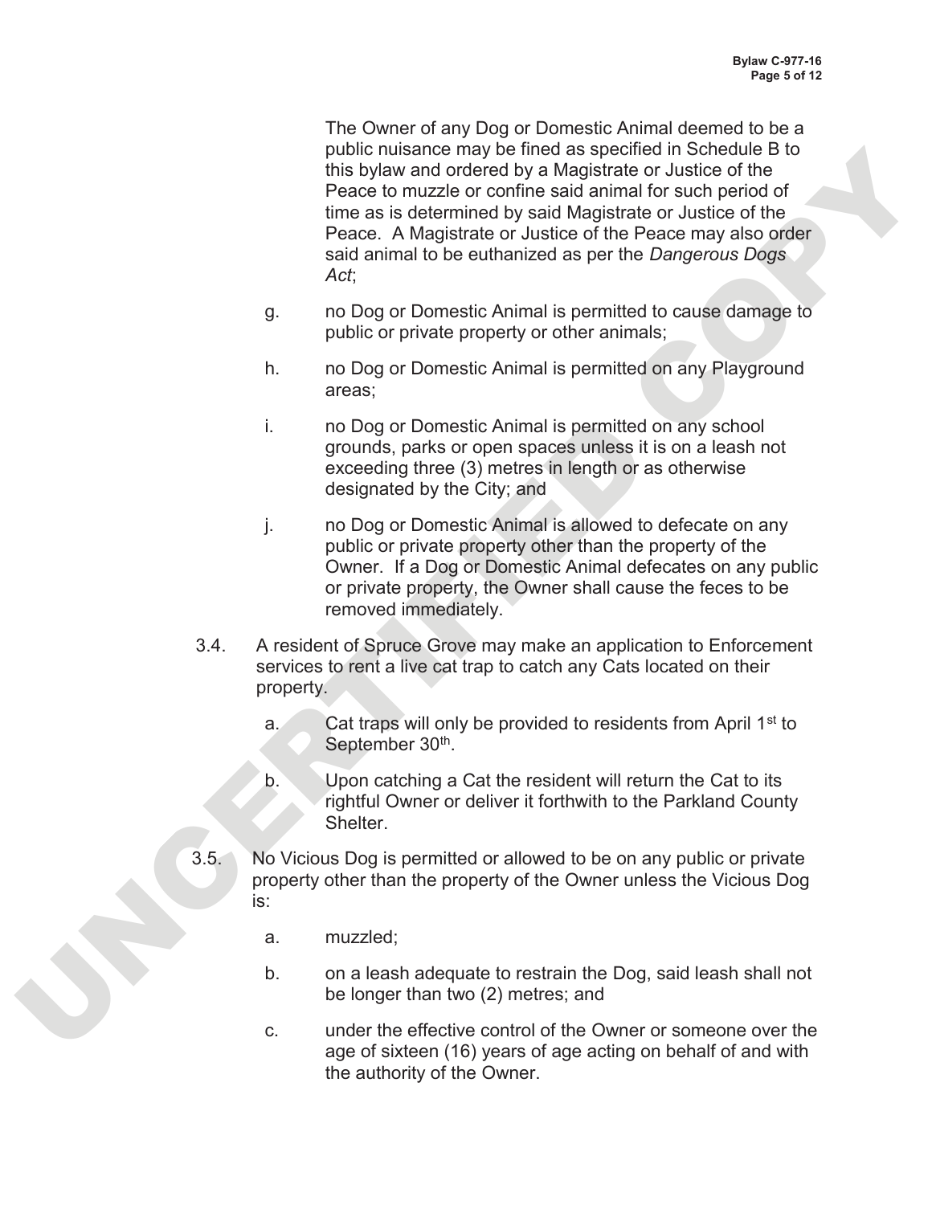The Owner of any Dog or Domestic Animal deemed to be a public nuisance may be fined as specified in Schedule B to this bylaw and ordered by a Magistrate or Justice of the Peace to muzzle or confine said animal for such period of time as is determined by said Magistrate or Justice of the Peace. A Magistrate or Justice of the Peace may also order said animal to be euthanized as per the *Dangerous Dogs Act*;

g. no Dog or Domestic Animal is permitted to cause damage to public or private property or other animals;

h. no Dog or Domestic Animal is permitted on any Playground areas;

i. no Dog or Domestic Animal is permitted on any school grounds, parks or open spaces unless it is on a leash not exceeding three (3) metres in length or as otherwise designated by the City; and

j. no Dog or Domestic Animal is allowed to defecate on any public or private property other than the property of the Owner. If a Dog or Domestic Animal defecates on any public or private property, the Owner shall cause the feces to be removed immediately.

3.4. A resident of Spruce Grove may make an application to Enforcement services to rent a live cat trap to catch any Cats located on their property.

a. Cat traps will only be provided to residents from April 1st to September 30th.

b. Upon catching a Cat the resident will return the Cat to its rightful Owner or deliver it forthwith to the Parkland County Shelter.

3.5. No Vicious Dog is permitted or allowed to be on any public or private property other than the property of the Owner unless the Vicious Dog is:

a. muzzled;

b. on a leash adequate to restrain the Dog, said leash shall not be longer than two (2) metres; and

c. under the effective control of the Owner or someone over the age of sixteen (16) years of age acting on behalf of and with the authority of the Owner.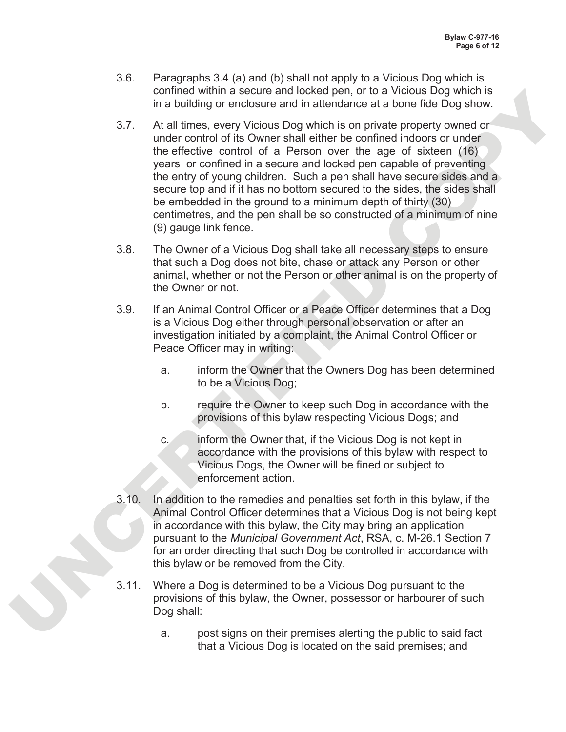3.6. Paragraphs 3.4 (a) and (b) shall not apply to a Vicious Dog which is confined within a secure and locked pen, or to a Vicious Dog which is in a building or enclosure and in attendance at a bone fide Dog show.

3.7. At all times, every Vicious Dog which is on private property owned or under control of its Owner shall either be confined indoors or under the effective control of a Person over the age of sixteen (16) years or confined in a secure and locked pen capable of preventing the entry of young children. Such a pen shall have secure sides and a secure top and if it has no bottom secured to the sides, the sides shall be embedded in the ground to a minimum depth of thirty (30) centimetres, and the pen shall be so constructed of a minimum of nine (9) gauge link fence.

3.8. The Owner of a Vicious Dog shall take all necessary steps to ensure that such a Dog does not bite, chase or attack any Person or other animal, whether or not the Person or other animal is on the property of the Owner or not.

3.9. If an Animal Control Officer or a Peace Officer determines that a Dog is a Vicious Dog either through personal observation or after an investigation initiated by a complaint, the Animal Control Officer or Peace Officer may in writing:

   a. inform the Owner that the Owners Dog has been determined to be a Vicious Dog;

   b. require the Owner to keep such Dog in accordance with the provisions of this bylaw respecting Vicious Dogs; and

   c. inform the Owner that, if the Vicious Dog is not kept in accordance with the provisions of this bylaw with respect to Vicious Dogs, the Owner will be fined or subject to enforcement action.

3.10. In addition to the remedies and penalties set forth in this bylaw, if the Animal Control Officer determines that a Vicious Dog is not being kept in accordance with this bylaw, the City may bring an application pursuant to the *Municipal Government Act*, RSA, c. M-26.1 Section 7 for an order directing that such Dog be controlled in accordance with this bylaw or be removed from the City.

3.11. Where a Dog is determined to be a Vicious Dog pursuant to the provisions of this bylaw, the Owner, possessor or harbourer of such Dog shall:

   a. post signs on their premises alerting the public to said fact that a Vicious Dog is located on the said premises; and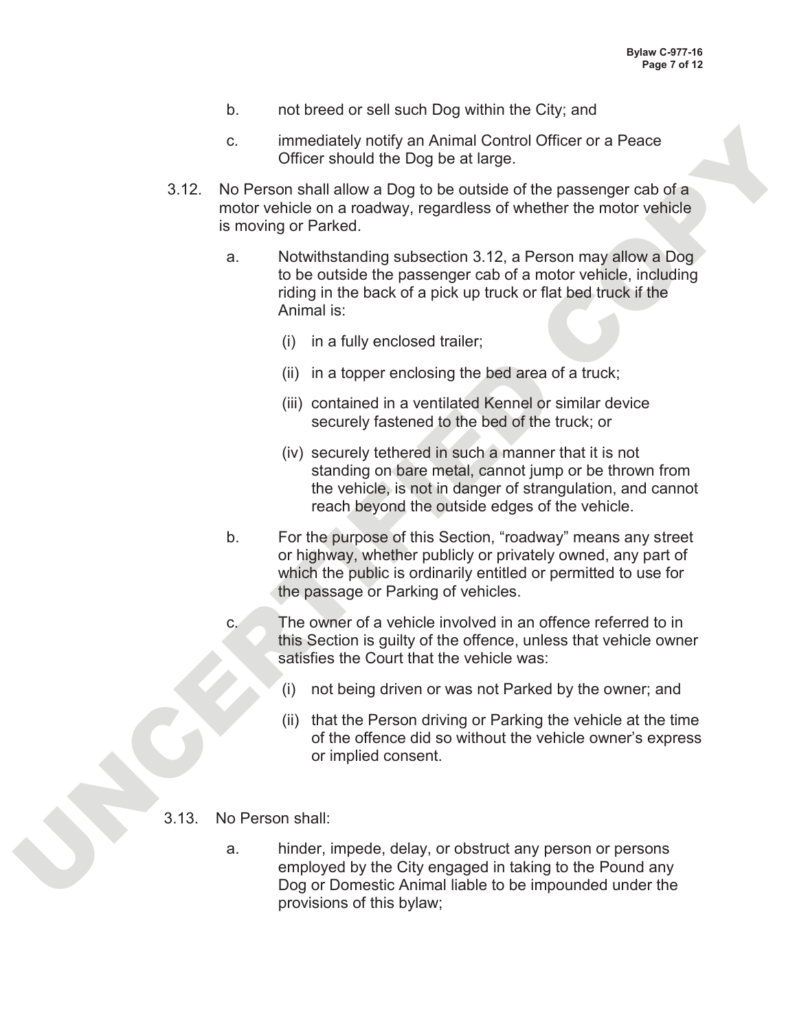b. not breed or sell such Dog within the City; and

c. immediately notify an Animal Control Officer or a Peace Officer should the Dog be at large.

3.12. No Person shall allow a Dog to be outside of the passenger cab of a motor vehicle on a roadway, regardless of whether the motor vehicle is moving or Parked.

a. Notwithstanding subsection 3.12, a Person may allow a Dog to be outside the passenger cab of a motor vehicle, including riding in the back of a pick up truck or flat bed truck if the Animal is:

(i) in a fully enclosed trailer;

(ii) in a topper enclosing the bed area of a truck;

(iii) contained in a ventilated Kennel or similar device securely fastened to the bed of the truck; or

(iv) securely tethered in such a manner that it is not standing on bare metal, cannot jump or be thrown from the vehicle, is not in danger of strangulation, and cannot reach beyond the outside edges of the vehicle.

b. For the purpose of this Section, "roadway" means any street or highway, whether publicly or privately owned, any part of which the public is ordinarily entitled or permitted to use for the passage or Parking of vehicles.

c. The owner of a vehicle involved in an offence referred to in this Section is guilty of the offence, unless that vehicle owner satisfies the Court that the vehicle was:

(i) not being driven or was not Parked by the owner; and

(ii) that the Person driving or Parking the vehicle at the time of the offence did so without the vehicle owner's express or implied consent.

3.13. No Person shall:

a. hinder, impede, delay, or obstruct any person or persons employed by the City engaged in taking to the Pound any Dog or Domestic Animal liable to be impounded under the provisions of this bylaw;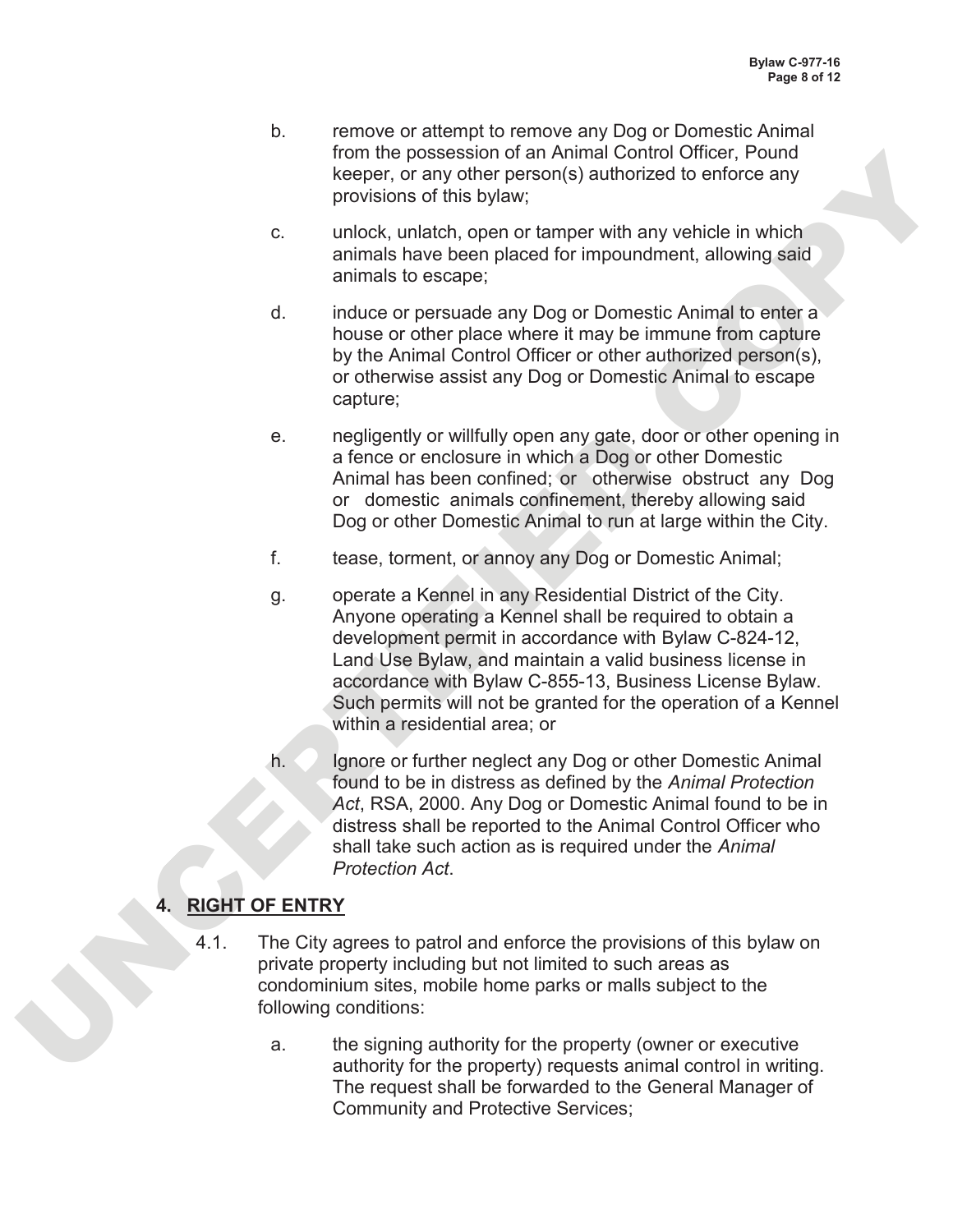b. remove or attempt to remove any Dog or Domestic Animal from the possession of an Animal Control Officer, Pound keeper, or any other person(s) authorized to enforce any provisions of this bylaw;

c. unlock, unlatch, open or tamper with any vehicle in which animals have been placed for impoundment, allowing said animals to escape;

d. induce or persuade any Dog or Domestic Animal to enter a house or other place where it may be immune from capture by the Animal Control Officer or other authorized person(s), or otherwise assist any Dog or Domestic Animal to escape capture;

e. negligently or willfully open any gate, door or other opening in a fence or enclosure in which a Dog or other Domestic Animal has been confined; or otherwise obstruct any Dog or domestic animals confinement, thereby allowing said Dog or other Domestic Animal to run at large within the City.

f. tease, torment, or annoy any Dog or Domestic Animal;

g. operate a Kennel in any Residential District of the City. Anyone operating a Kennel shall be required to obtain a development permit in accordance with Bylaw C-824-12, Land Use Bylaw, and maintain a valid business license in accordance with Bylaw C-855-13, Business License Bylaw. Such permits will not be granted for the operation of a Kennel within a residential area; or

h. Ignore or further neglect any Dog or other Domestic Animal found to be in distress as defined by the *Animal Protection Act*, RSA, 2000. Any Dog or Domestic Animal found to be in distress shall be reported to the Animal Control Officer who shall take such action as is required under the *Animal Protection Act*.

## 4. RIGHT OF ENTRY

4.1. The City agrees to patrol and enforce the provisions of this bylaw on private property including but not limited to such areas as condominium sites, mobile home parks or malls subject to the following conditions:

a. the signing authority for the property (owner or executive authority for the property) requests animal control in writing. The request shall be forwarded to the General Manager of Community and Protective Services;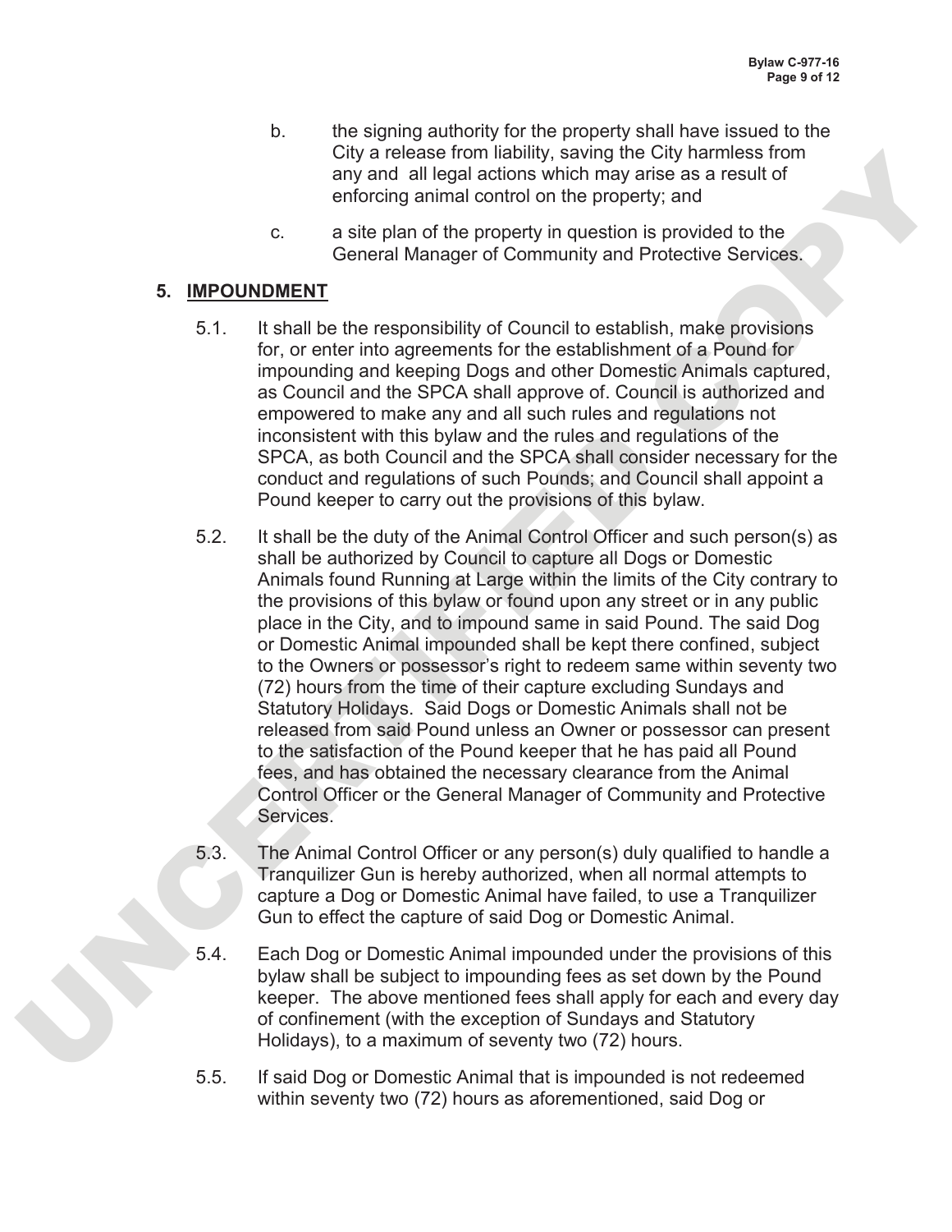b. the signing authority for the property shall have issued to the City a release from liability, saving the City harmless from any and all legal actions which may arise as a result of enforcing animal control on the property; and

c. a site plan of the property in question is provided to the General Manager of Community and Protective Services.

## 5. IMPOUNDMENT

5.1. It shall be the responsibility of Council to establish, make provisions for, or enter into agreements for the establishment of a Pound for impounding and keeping Dogs and other Domestic Animals captured, as Council and the SPCA shall approve of. Council is authorized and empowered to make any and all such rules and regulations not inconsistent with this bylaw and the rules and regulations of the SPCA, as both Council and the SPCA shall consider necessary for the conduct and regulations of such Pounds; and Council shall appoint a Pound keeper to carry out the provisions of this bylaw.

5.2. It shall be the duty of the Animal Control Officer and such person(s) as shall be authorized by Council to capture all Dogs or Domestic Animals found Running at Large within the limits of the City contrary to the provisions of this bylaw or found upon any street or in any public place in the City, and to impound same in said Pound. The said Dog or Domestic Animal impounded shall be kept there confined, subject to the Owners or possessor's right to redeem same within seventy two (72) hours from the time of their capture excluding Sundays and Statutory Holidays. Said Dogs or Domestic Animals shall not be released from said Pound unless an Owner or possessor can present to the satisfaction of the Pound keeper that he has paid all Pound fees, and has obtained the necessary clearance from the Animal Control Officer or the General Manager of Community and Protective Services.

5.3. The Animal Control Officer or any person(s) duly qualified to handle a Tranquilizer Gun is hereby authorized, when all normal attempts to capture a Dog or Domestic Animal have failed, to use a Tranquilizer Gun to effect the capture of said Dog or Domestic Animal.

5.4. Each Dog or Domestic Animal impounded under the provisions of this bylaw shall be subject to impounding fees as set down by the Pound keeper. The above mentioned fees shall apply for each and every day of confinement (with the exception of Sundays and Statutory Holidays), to a maximum of seventy two (72) hours.

5.5. If said Dog or Domestic Animal that is impounded is not redeemed within seventy two (72) hours as aforementioned, said Dog or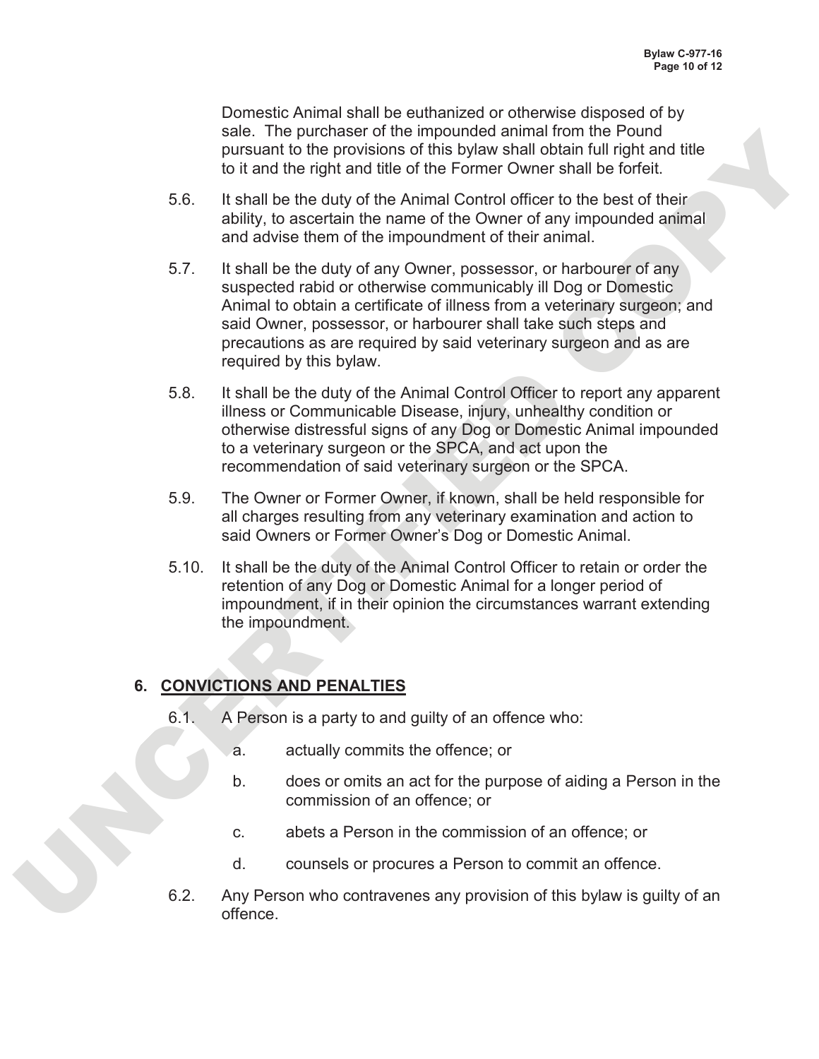Domestic Animal shall be euthanized or otherwise disposed of by sale. The purchaser of the impounded animal from the Pound pursuant to the provisions of this bylaw shall obtain full right and title to it and the right and title of the Former Owner shall be forfeit.

5.6. It shall be the duty of the Animal Control officer to the best of their ability, to ascertain the name of the Owner of any impounded animal and advise them of the impoundment of their animal.

5.7. It shall be the duty of any Owner, possessor, or harbourer of any suspected rabid or otherwise communicably ill Dog or Domestic Animal to obtain a certificate of illness from a veterinary surgeon; and said Owner, possessor, or harbourer shall take such steps and precautions as are required by said veterinary surgeon and as are required by this bylaw.

5.8. It shall be the duty of the Animal Control Officer to report any apparent illness or Communicable Disease, injury, unhealthy condition or otherwise distressful signs of any Dog or Domestic Animal impounded to a veterinary surgeon or the SPCA, and act upon the recommendation of said veterinary surgeon or the SPCA.

5.9. The Owner or Former Owner, if known, shall be held responsible for all charges resulting from any veterinary examination and action to said Owners or Former Owner's Dog or Domestic Animal.

5.10. It shall be the duty of the Animal Control Officer to retain or order the retention of any Dog or Domestic Animal for a longer period of impoundment, if in their opinion the circumstances warrant extending the impoundment.

## 6. CONVICTIONS AND PENALTIES

6.1. A Person is a party to and guilty of an offence who:

a. actually commits the offence; or

b. does or omits an act for the purpose of aiding a Person in the commission of an offence; or

c. abets a Person in the commission of an offence; or

d. counsels or procures a Person to commit an offence.

6.2. Any Person who contravenes any provision of this bylaw is guilty of an offence.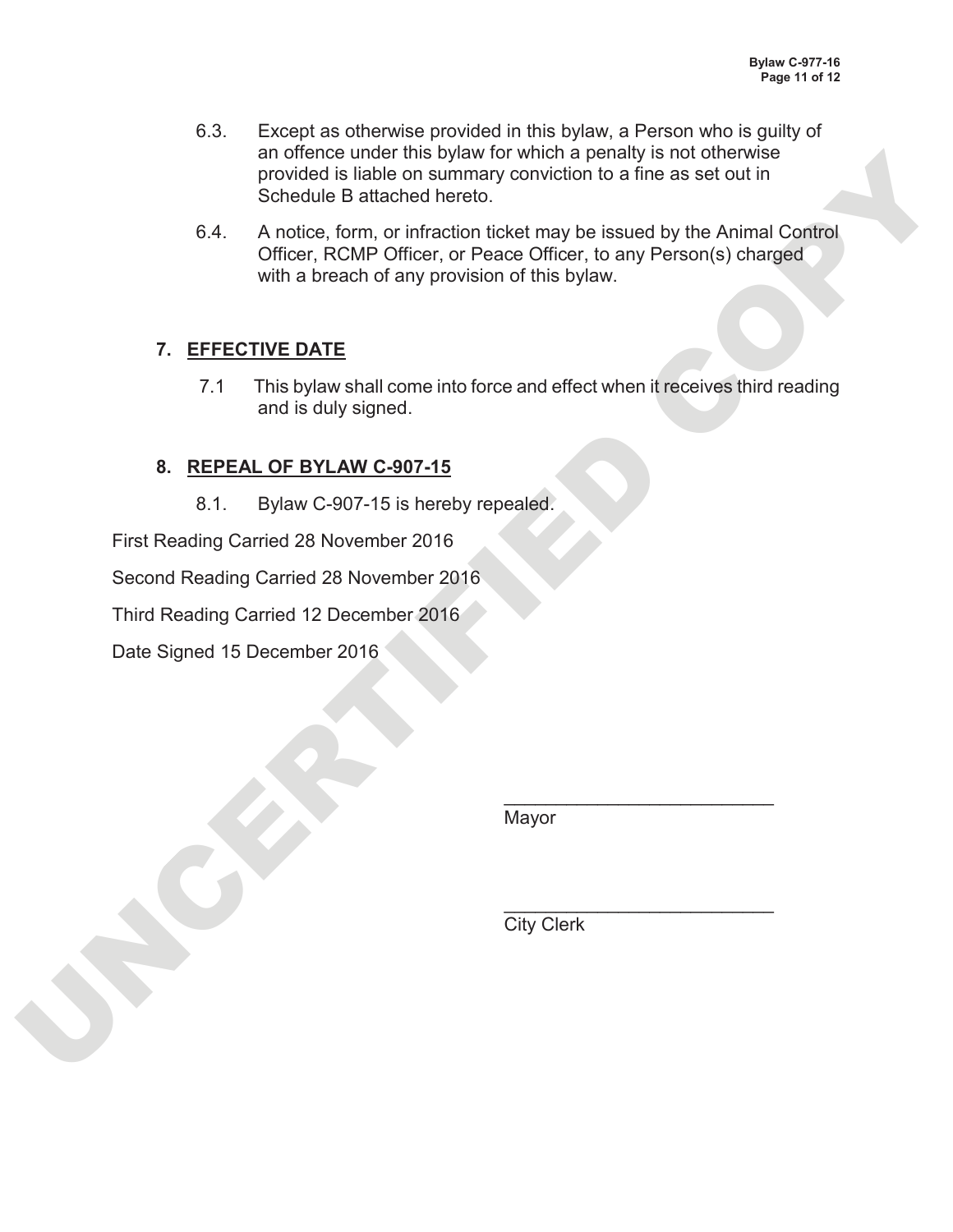6.3. Except as otherwise provided in this bylaw, a Person who is guilty of an offence under this bylaw for which a penalty is not otherwise provided is liable on summary conviction to a fine as set out in Schedule B attached hereto.

6.4. A notice, form, or infraction ticket may be issued by the Animal Control Officer, RCMP Officer, or Peace Officer, to any Person(s) charged with a breach of any provision of this bylaw.

## 7. EFFECTIVE DATE

7.1 This bylaw shall come into force and effect when it receives third reading and is duly signed.

## 8. REPEAL OF BYLAW C-907-15

8.1. Bylaw C-907-15 is hereby repealed.

First Reading Carried 28 November 2016

Second Reading Carried 28 November 2016

Third Reading Carried 12 December 2016

Date Signed 15 December 2016

\_\_\_\_\_\_\_\_\_\_\_\_\_\_\_\_\_\_\_\_\_\_\_\_\_\_

Mayor

\_\_\_\_\_\_\_\_\_\_\_\_\_\_\_\_\_\_\_\_\_\_\_\_\_\_

City Clerk

UNCERTIFIED COPY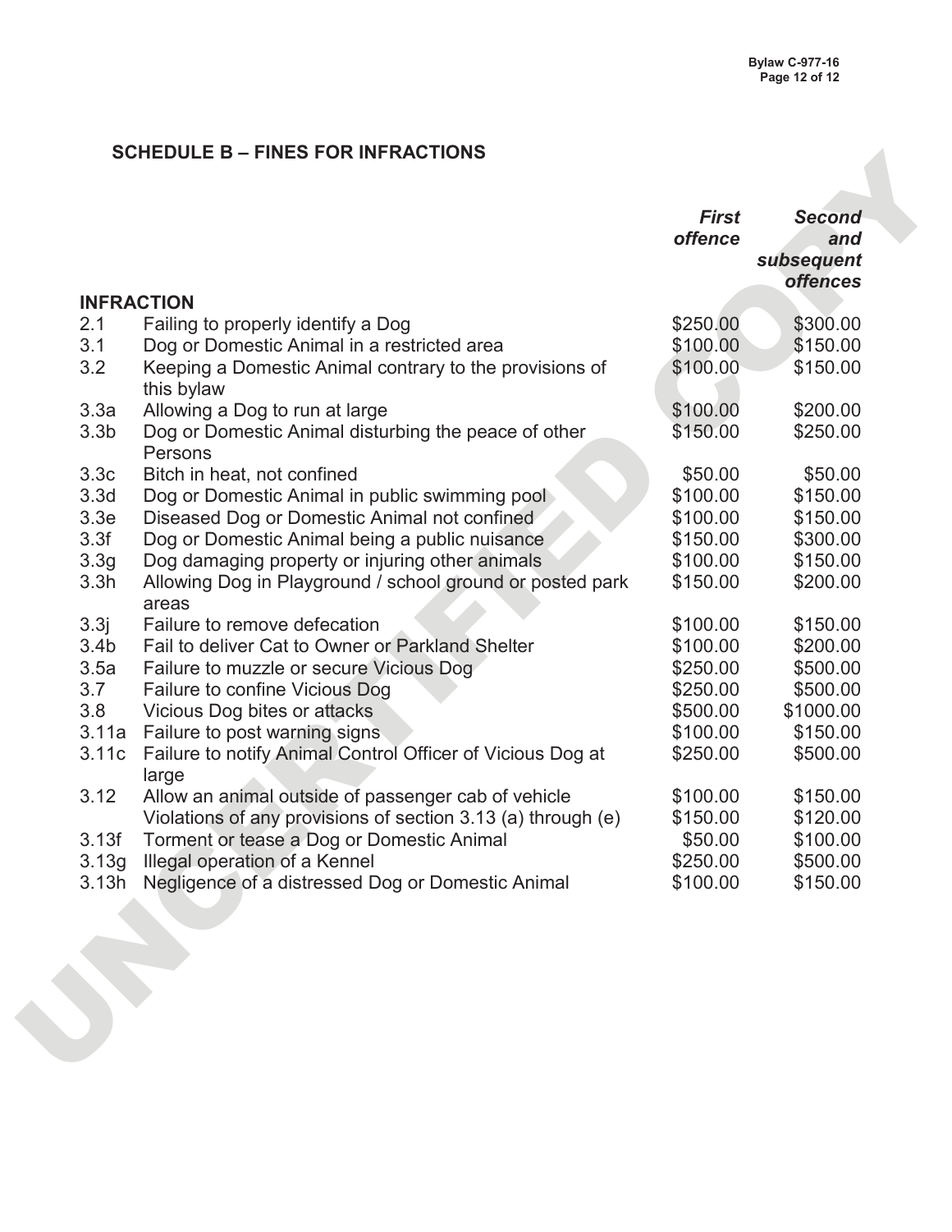## SCHEDULE B – FINES FOR INFRACTIONS

| INFRACTION | | *First offence* | *Second and subsequent offences* |
|---|---|---|---|
| 2.1 | Failing to properly identify a Dog | $250.00 | $300.00 |
| 3.1 | Dog or Domestic Animal in a restricted area | $100.00 | $150.00 |
| 3.2 | Keeping a Domestic Animal contrary to the provisions of this bylaw | $100.00 | $150.00 |
| 3.3a | Allowing a Dog to run at large | $100.00 | $200.00 |
| 3.3b | Dog or Domestic Animal disturbing the peace of other Persons | $150.00 | $250.00 |
| 3.3c | Bitch in heat, not confined | $50.00 | $50.00 |
| 3.3d | Dog or Domestic Animal in public swimming pool | $100.00 | $150.00 |
| 3.3e | Diseased Dog or Domestic Animal not confined | $100.00 | $150.00 |
| 3.3f | Dog or Domestic Animal being a public nuisance | $150.00 | $300.00 |
| 3.3g | Dog damaging property or injuring other animals | $100.00 | $150.00 |
| 3.3h | Allowing Dog in Playground / school ground or posted park areas | $150.00 | $200.00 |
| 3.3j | Failure to remove defecation | $100.00 | $150.00 |
| 3.4b | Fail to deliver Cat to Owner or Parkland Shelter | $100.00 | $200.00 |
| 3.5a | Failure to muzzle or secure Vicious Dog | $250.00 | $500.00 |
| 3.7 | Failure to confine Vicious Dog | $250.00 | $500.00 |
| 3.8 | Vicious Dog bites or attacks | $500.00 | $1000.00 |
| 3.11a | Failure to post warning signs | $100.00 | $150.00 |
| 3.11c | Failure to notify Animal Control Officer of Vicious Dog at large | $250.00 | $500.00 |
| 3.12 | Allow an animal outside of passenger cab of vehicle | $100.00 | $150.00 |
| | Violations of any provisions of section 3.13 (a) through (e) | $150.00 | $120.00 |
| 3.13f | Torment or tease a Dog or Domestic Animal | $50.00 | $100.00 |
| 3.13g | Illegal operation of a Kennel | $250.00 | $500.00 |
| 3.13h | Negligence of a distressed Dog or Domestic Animal | $100.00 | $150.00 |